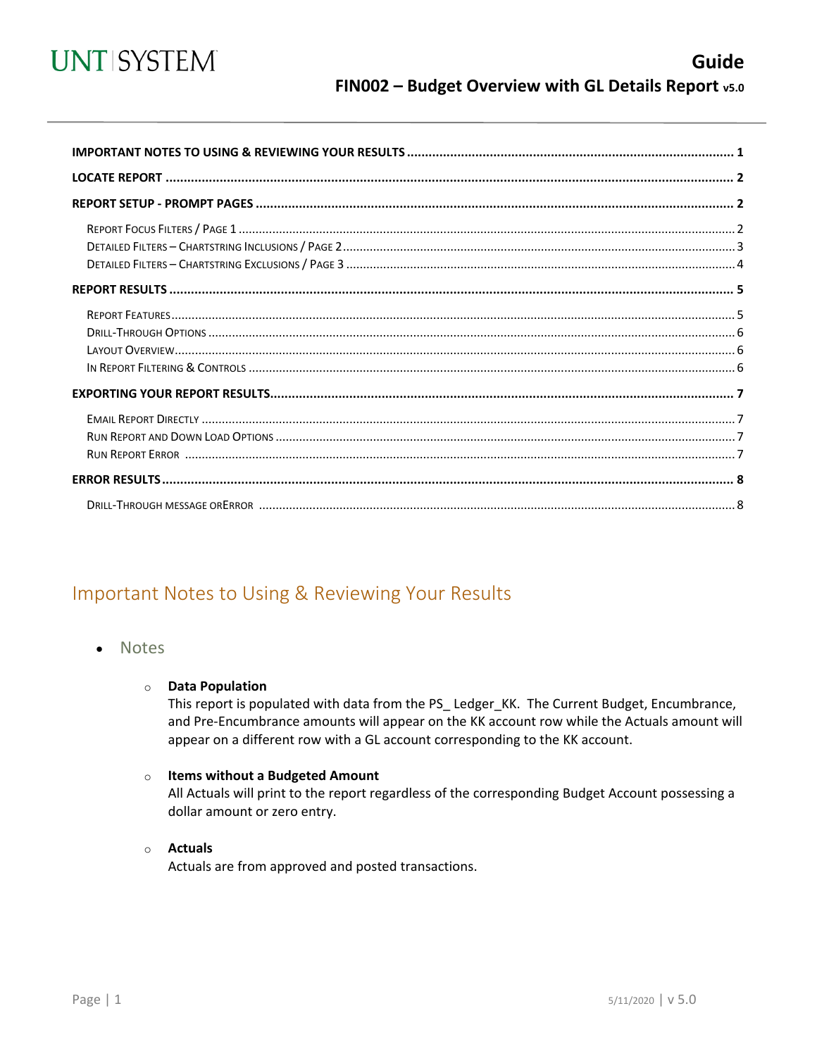# Guide

## FIN002 – Budget Overview with GL Details Report v5.0

**IMPORTANT NOTES TO USING & REVIEWING YOUR RESULTS** .......... 1

**LOCATE REPORT** .......... 2

**REPORT SETUP - PROMPT PAGES** .......... 2

- Report Focus Filters / Page 1 .......... 2
- Detailed Filters – Chartstring Inclusions / Page 2 .......... 3
- Detailed Filters – Chartstring Exclusions / Page 3 .......... 4

**REPORT RESULTS** .......... 5

- Report Features .......... 5
- Drill-Through Options .......... 6
- Layout Overview .......... 6
- In Report Filtering & Controls .......... 6

**EXPORTING YOUR REPORT RESULTS** .......... 7

- Email Report Directly .......... 7
- Run Report and Down Load Options .......... 7
- Run Report Error .......... 7

**ERROR RESULTS** .......... 8

- Drill-Through message orError .......... 8

## Important Notes to Using & Reviewing Your Results

- Notes
  - **Data Population**
    This report is populated with data from the PS_ Ledger_KK. The Current Budget, Encumbrance, and Pre-Encumbrance amounts will appear on the KK account row while the Actuals amount will appear on a different row with a GL account corresponding to the KK account.
  - **Items without a Budgeted Amount**
    All Actuals will print to the report regardless of the corresponding Budget Account possessing a dollar amount or zero entry.
  - **Actuals**
    Actuals are from approved and posted transactions.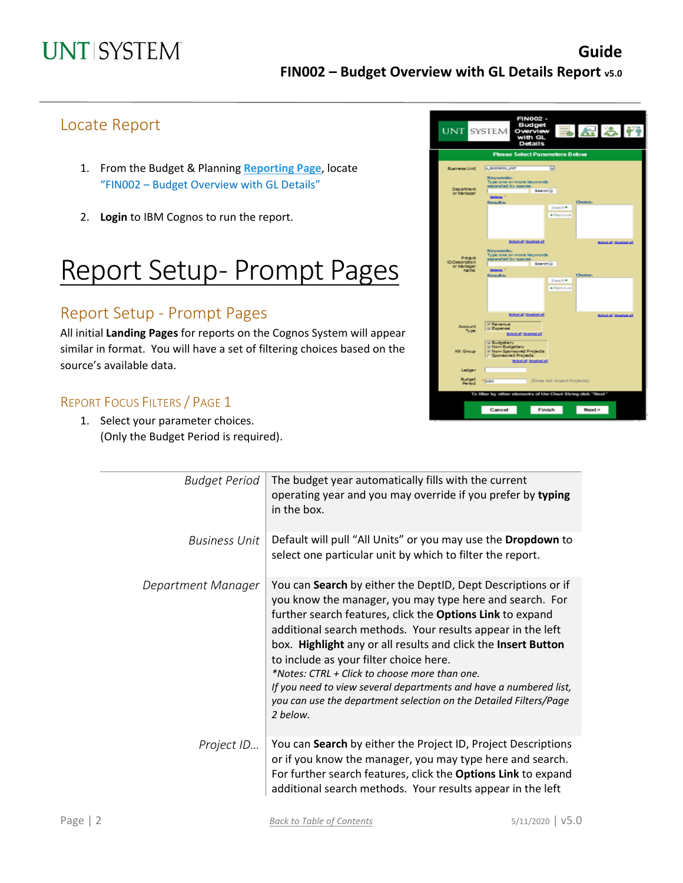## Locate Report

1. From the Budget & Planning **Reporting Page**, locate "FIN002 – Budget Overview with GL Details"
2. **Login** to IBM Cognos to run the report.

# Report Setup- Prompt Pages

## Report Setup - Prompt Pages

All initial **Landing Pages** for reports on the Cognos System will appear similar in format. You will have a set of filtering choices based on the source's available data.

### Report Focus Filters / Page 1

1. Select your parameter choices. (Only the Budget Period is required).

| | |
|---|---|
| *Budget Period* | The budget year automatically fills with the current operating year and you may override if you prefer by **typing** in the box. |
| *Business Unit* | Default will pull "All Units" or you may use the **Dropdown** to select one particular unit by which to filter the report. |
| *Department Manager* | You can **Search** by either the DeptID, Dept Descriptions or if you know the manager, you may type here and search. For further search features, click the **Options Link** to expand additional search methods. Your results appear in the left box. **Highlight** any or all results and click the **Insert Button** to include as your filter choice here. *\*Notes: CTRL + Click to choose more than one. If you need to view several departments and have a numbered list, you can use the department selection on the Detailed Filters/Page 2 below.* |
| *Project ID…* | You can **Search** by either the Project ID, Project Descriptions or if you know the manager, you may type here and search. For further search features, click the **Options Link** to expand additional search methods. Your results appear in the left |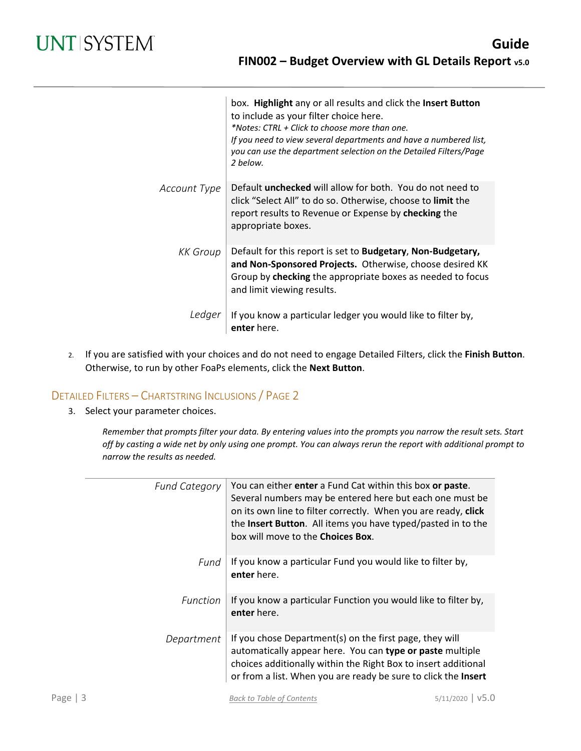| | |
|---|---|
| | box. **Highlight** any or all results and click the **Insert Button** to include as your filter choice here. *\*Notes: CTRL + Click to choose more than one. If you need to view several departments and have a numbered list, you can use the department selection on the Detailed Filters/Page 2 below.* |
| *Account Type* | Default **unchecked** will allow for both. You do not need to click "Select All" to do so. Otherwise, choose to **limit** the report results to Revenue or Expense by **checking** the appropriate boxes. |
| *KK Group* | Default for this report is set to **Budgetary**, **Non-Budgetary, and Non-Sponsored Projects.** Otherwise, choose desired KK Group by **checking** the appropriate boxes as needed to focus and limit viewing results. |
| *Ledger* | If you know a particular ledger you would like to filter by, **enter** here. |

2. If you are satisfied with your choices and do not need to engage Detailed Filters, click the **Finish Button**. Otherwise, to run by other FoaPs elements, click the **Next Button**.

## Detailed Filters – Chartstring Inclusions / Page 2

3. Select your parameter choices.

*Remember that prompts filter your data. By entering values into the prompts you narrow the result sets. Start off by casting a wide net by only using one prompt. You can always rerun the report with additional prompt to narrow the results as needed.*

| | |
|---|---|
| *Fund Category* | You can either **enter** a Fund Cat within this box **or paste**. Several numbers may be entered here but each one must be on its own line to filter correctly. When you are ready, **click** the **Insert Button**. All items you have typed/pasted in to the box will move to the **Choices Box**. |
| *Fund* | If you know a particular Fund you would like to filter by, **enter** here. |
| *Function* | If you know a particular Function you would like to filter by, **enter** here. |
| *Department* | If you chose Department(s) on the first page, they will automatically appear here. You can **type or paste** multiple choices additionally within the Right Box to insert additional or from a list. When you are ready be sure to click the **Insert** |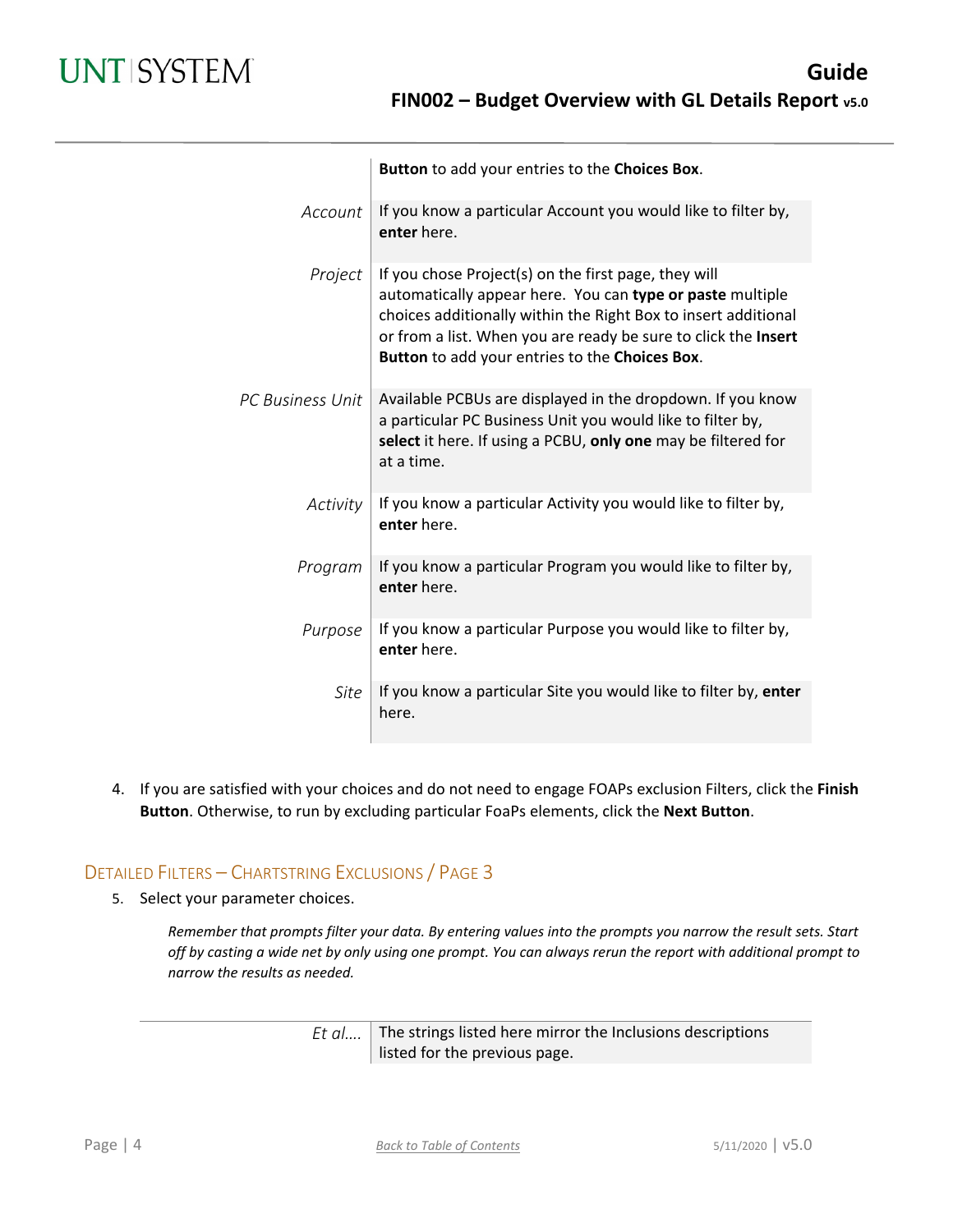| | |
|---|---|
| | **Button** to add your entries to the **Choices Box**. |
| *Account* | If you know a particular Account you would like to filter by, **enter** here. |
| *Project* | If you chose Project(s) on the first page, they will automatically appear here. You can **type or paste** multiple choices additionally within the Right Box to insert additional or from a list. When you are ready be sure to click the **Insert Button** to add your entries to the **Choices Box**. |
| *PC Business Unit* | Available PCBUs are displayed in the dropdown. If you know a particular PC Business Unit you would like to filter by, **select** it here. If using a PCBU, **only one** may be filtered for at a time. |
| *Activity* | If you know a particular Activity you would like to filter by, **enter** here. |
| *Program* | If you know a particular Program you would like to filter by, **enter** here. |
| *Purpose* | If you know a particular Purpose you would like to filter by, **enter** here. |
| *Site* | If you know a particular Site you would like to filter by, **enter** here. |

4. If you are satisfied with your choices and do not need to engage FOAPs exclusion Filters, click the **Finish Button**. Otherwise, to run by excluding particular FoaPs elements, click the **Next Button**.

## Detailed Filters – Chartstring Exclusions / Page 3

5. Select your parameter choices.

   *Remember that prompts filter your data. By entering values into the prompts you narrow the result sets. Start off by casting a wide net by only using one prompt. You can always rerun the report with additional prompt to narrow the results as needed.*

| | |
|---|---|
| *Et al....* | The strings listed here mirror the Inclusions descriptions listed for the previous page. |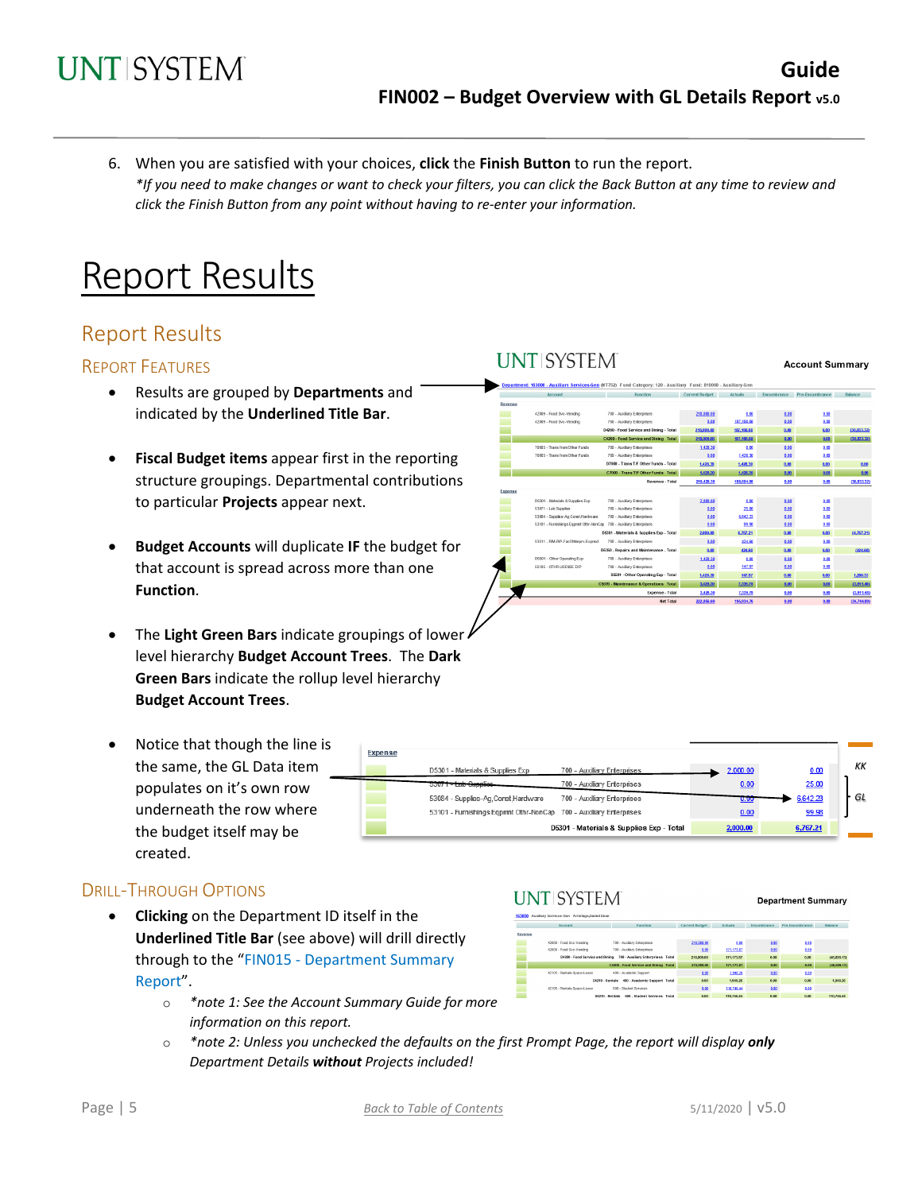6. When you are satisfied with your choices, **click** the **Finish Button** to run the report.
   *\*If you need to make changes or want to check your filters, you can click the Back Button at any time to review and click the Finish Button from any point without having to re-enter your information.*

# Report Results

## Report Results

### Report Features

- Results are grouped by **Departments** and indicated by the **Underlined Title Bar**.
- **Fiscal Budget items** appear first in the reporting structure groupings. Departmental contributions to particular **Projects** appear next.
- **Budget Accounts** will duplicate **IF** the budget for that account is spread across more than one **Function**.
- The **Light Green Bars** indicate groupings of lower level hierarchy **Budget Account Trees**. The **Dark Green Bars** indicate the rollup level hierarchy **Budget Account Trees**.
- Notice that though the line is the same, the GL Data item populates on it's own row underneath the row where the budget itself may be created.

### Drill-Through Options

- **Clicking** on the Department ID itself in the **Underlined Title Bar** (see above) will drill directly through to the "FIN015 - Department Summary Report".
  - *\*note 1: See the Account Summary Guide for more information on this report.*
  - *\*note 2: Unless you unchecked the defaults on the first Prompt Page, the report will display **only** Department Details **without** Projects included!*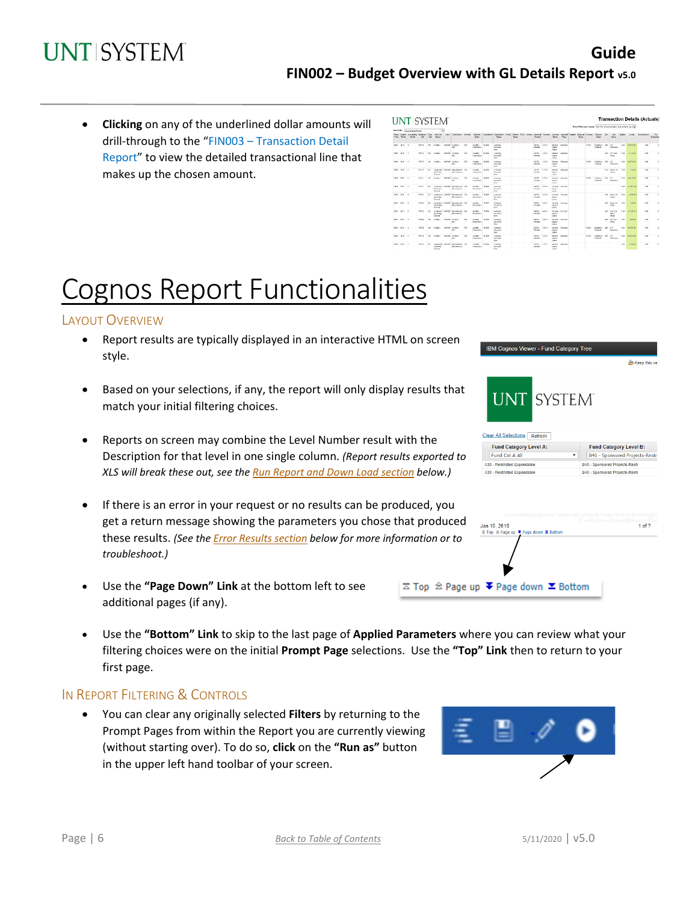- **Clicking** on any of the underlined dollar amounts will drill-through to the "FIN003 – Transaction Detail Report" to view the detailed transactional line that makes up the chosen amount.

# Cognos Report Functionalities

## Layout Overview

- Report results are typically displayed in an interactive HTML on screen style.
- Based on your selections, if any, the report will only display results that match your initial filtering choices.
- Reports on screen may combine the Level Number result with the Description for that level in one single column. *(Report results exported to XLS will break these out, see the Run Report and Down Load section below.)*
- If there is an error in your request or no results can be produced, you get a return message showing the parameters you chose that produced these results. *(See the Error Results section below for more information or to troubleshoot.)*
- Use the **"Page Down" Link** at the bottom left to see additional pages (if any).
- Use the **"Bottom" Link** to skip to the last page of **Applied Parameters** where you can review what your filtering choices were on the initial **Prompt Page** selections. Use the **"Top" Link** then to return to your first page.

## In Report Filtering & Controls

- You can clear any originally selected **Filters** by returning to the Prompt Pages from within the Report you are currently viewing (without starting over). To do so, **click** on the **"Run as"** button in the upper left hand toolbar of your screen.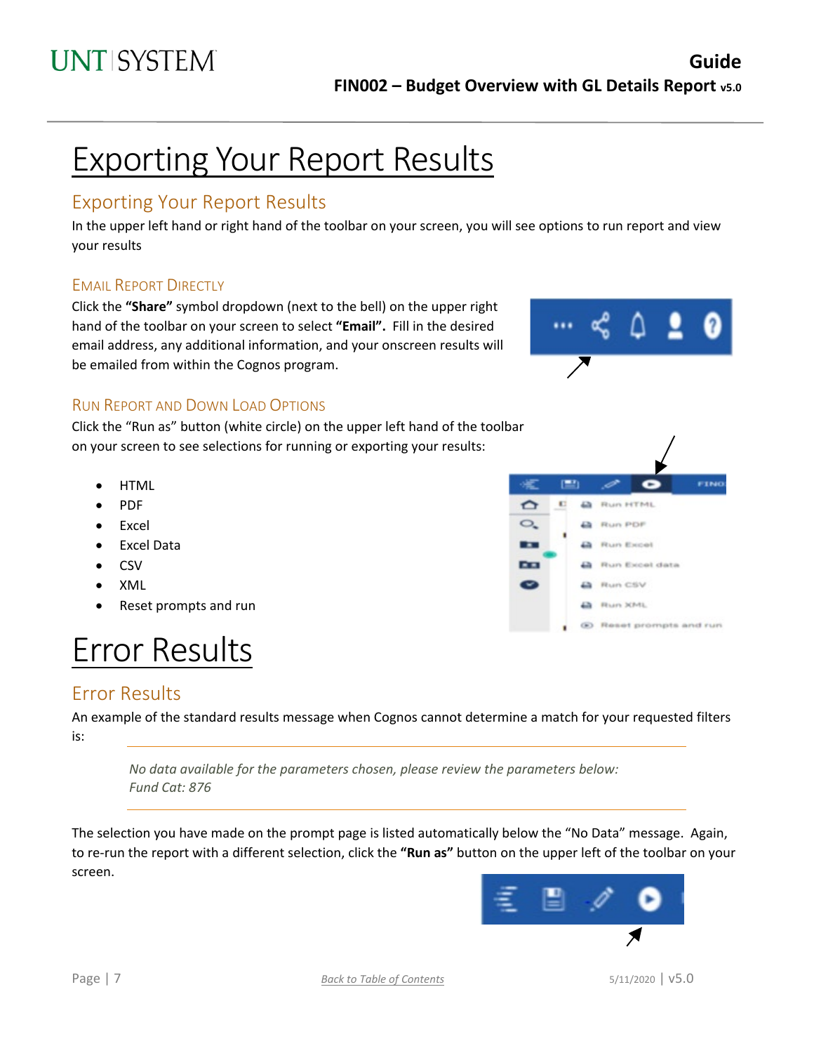# Exporting Your Report Results

## Exporting Your Report Results

In the upper left hand or right hand of the toolbar on your screen, you will see options to run report and view your results

### Email Report Directly

Click the **"Share"** symbol dropdown (next to the bell) on the upper right hand of the toolbar on your screen to select **"Email".** Fill in the desired email address, any additional information, and your onscreen results will be emailed from within the Cognos program.

### Run Report and Down Load Options

Click the "Run as" button (white circle) on the upper left hand of the toolbar on your screen to see selections for running or exporting your results:

- HTML
- PDF
- Excel
- Excel Data
- CSV
- XML
- Reset prompts and run

# Error Results

## Error Results

An example of the standard results message when Cognos cannot determine a match for your requested filters is:

> *No data available for the parameters chosen, please review the parameters below:*
> *Fund Cat: 876*

The selection you have made on the prompt page is listed automatically below the "No Data" message. Again, to re-run the report with a different selection, click the **"Run as"** button on the upper left of the toolbar on your screen.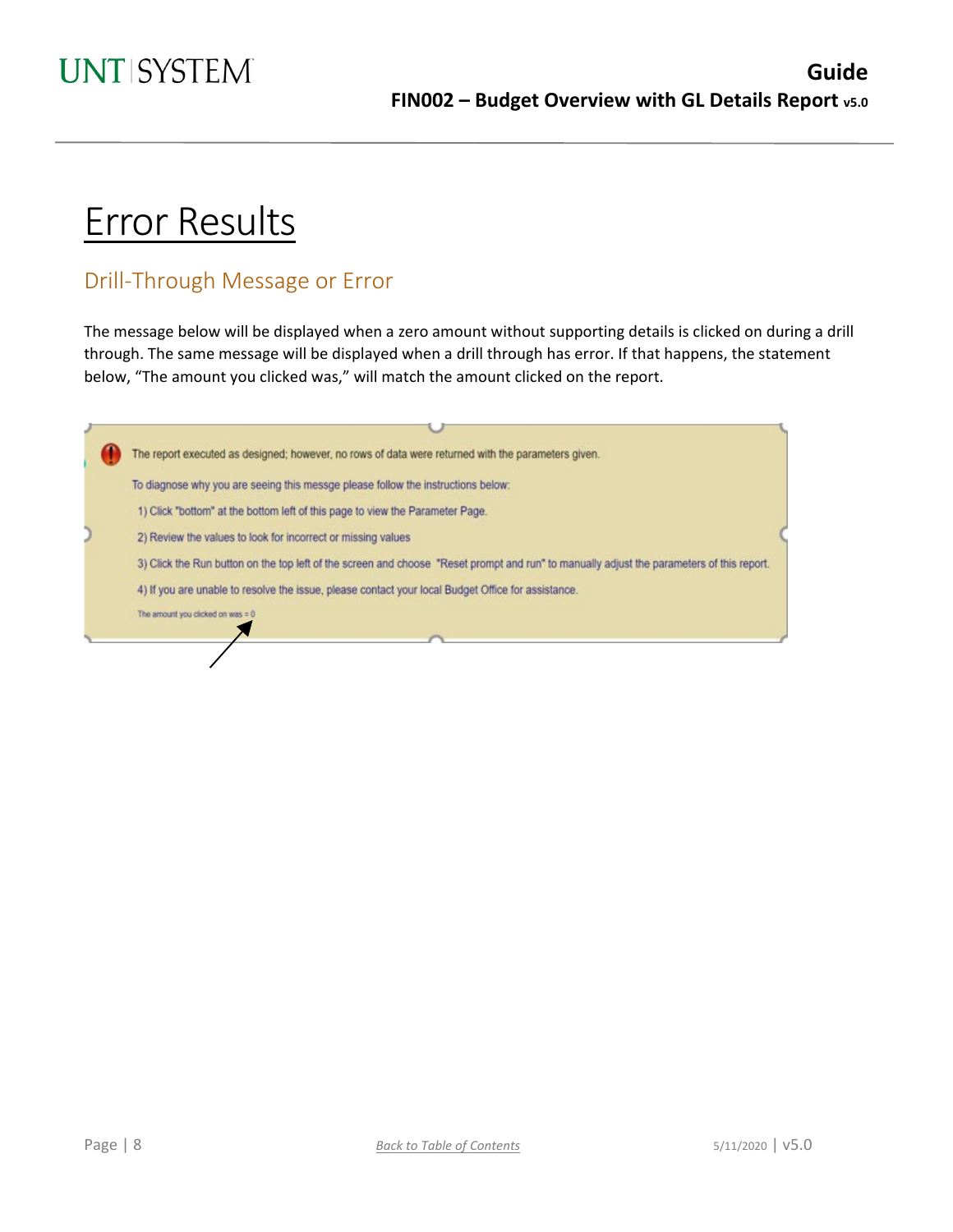# Error Results

## Drill-Through Message or Error

The message below will be displayed when a zero amount without supporting details is clicked on during a drill through. The same message will be displayed when a drill through has error. If that happens, the statement below, “The amount you clicked was,” will match the amount clicked on the report.

The report executed as designed; however, no rows of data were returned with the parameters given.

To diagnose why you are seeing this messge please follow the instructions below:

1) Click "bottom" at the bottom left of this page to view the Parameter Page.
2) Review the values to look for incorrect or missing values
3) Click the Run button on the top left of the screen and choose "Reset prompt and run" to manually adjust the parameters of this report.
4) If you are unable to resolve the issue, please contact your local Budget Office for assistance.

The amount you clicked on was = 0